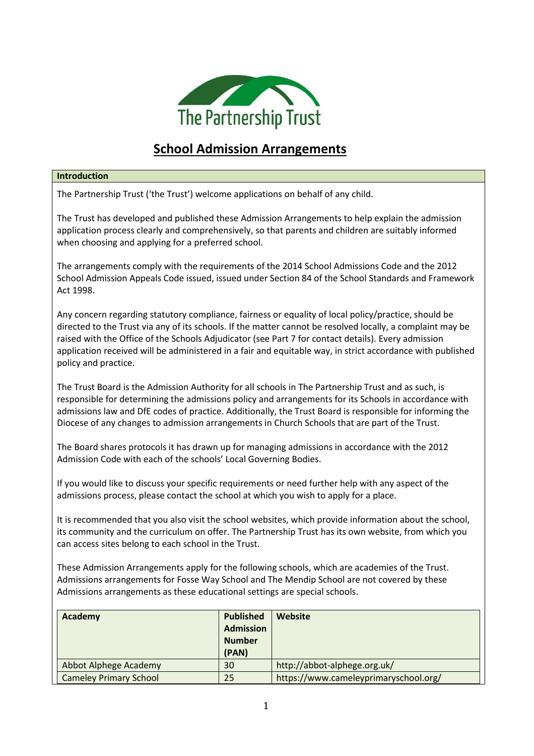The Partnership Trust

# School Admission Arrangements

**Introduction**

The Partnership Trust ('the Trust') welcome applications on behalf of any child.

The Trust has developed and published these Admission Arrangements to help explain the admission application process clearly and comprehensively, so that parents and children are suitably informed when choosing and applying for a preferred school.

The arrangements comply with the requirements of the 2014 School Admissions Code and the 2012 School Admission Appeals Code issued, issued under Section 84 of the School Standards and Framework Act 1998.

Any concern regarding statutory compliance, fairness or equality of local policy/practice, should be directed to the Trust via any of its schools. If the matter cannot be resolved locally, a complaint may be raised with the Office of the Schools Adjudicator (see Part 7 for contact details). Every admission application received will be administered in a fair and equitable way, in strict accordance with published policy and practice.

The Trust Board is the Admission Authority for all schools in The Partnership Trust and as such, is responsible for determining the admissions policy and arrangements for its Schools in accordance with admissions law and DfE codes of practice. Additionally, the Trust Board is responsible for informing the Diocese of any changes to admission arrangements in Church Schools that are part of the Trust.

The Board shares protocols it has drawn up for managing admissions in accordance with the 2012 Admission Code with each of the schools' Local Governing Bodies.

If you would like to discuss your specific requirements or need further help with any aspect of the admissions process, please contact the school at which you wish to apply for a place.

It is recommended that you also visit the school websites, which provide information about the school, its community and the curriculum on offer. The Partnership Trust has its own website, from which you can access sites belong to each school in the Trust.

These Admission Arrangements apply for the following schools, which are academies of the Trust. Admissions arrangements for Fosse Way School and The Mendip School are not covered by these Admissions arrangements as these educational settings are special schools.

| Academy | Published Admission Number (PAN) | Website |
|---|---|---|
| Abbot Alphege Academy | 30 | http://abbot-alphege.org.uk/ |
| Cameley Primary School | 25 | https://www.cameleyprimaryschool.org/ |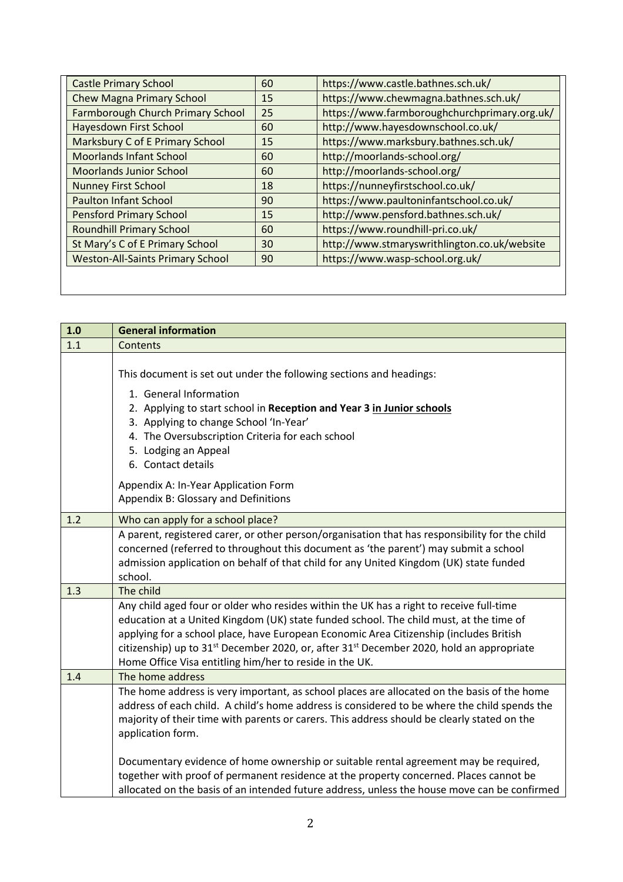| | | |
|---|---|---|
| Castle Primary School | 60 | https://www.castle.bathnes.sch.uk/ |
| Chew Magna Primary School | 15 | https://www.chewmagna.bathnes.sch.uk/ |
| Farmborough Church Primary School | 25 | https://www.farmboroughchurchprimary.org.uk/ |
| Hayesdown First School | 60 | http://www.hayesdownschool.co.uk/ |
| Marksbury C of E Primary School | 15 | https://www.marksbury.bathnes.sch.uk/ |
| Moorlands Infant School | 60 | http://moorlands-school.org/ |
| Moorlands Junior School | 60 | http://moorlands-school.org/ |
| Nunney First School | 18 | https://nunneyfirstschool.co.uk/ |
| Paulton Infant School | 90 | https://www.paultoninfantschool.co.uk/ |
| Pensford Primary School | 15 | http://www.pensford.bathnes.sch.uk/ |
| Roundhill Primary School | 60 | https://www.roundhill-pri.co.uk/ |
| St Mary's C of E Primary School | 30 | http://www.stmaryswrithlington.co.uk/website |
| Weston-All-Saints Primary School | 90 | https://www.wasp-school.org.uk/ |

| 1.0 | **General information** |
|---|---|
| 1.1 | Contents |
| | This document is set out under the following sections and headings:<br>1. General Information<br>2. Applying to start school in **Reception and Year 3 in Junior schools**<br>3. Applying to change School 'In-Year'<br>4. The Oversubscription Criteria for each school<br>5. Lodging an Appeal<br>6. Contact details<br><br>Appendix A: In-Year Application Form<br>Appendix B: Glossary and Definitions |
| 1.2 | Who can apply for a school place? |
| | A parent, registered carer, or other person/organisation that has responsibility for the child concerned (referred to throughout this document as 'the parent') may submit a school admission application on behalf of that child for any United Kingdom (UK) state funded school. |
| 1.3 | The child |
| | Any child aged four or older who resides within the UK has a right to receive full-time education at a United Kingdom (UK) state funded school. The child must, at the time of applying for a school place, have European Economic Area Citizenship (includes British citizenship) up to 31st December 2020, or, after 31st December 2020, hold an appropriate Home Office Visa entitling him/her to reside in the UK. |
| 1.4 | The home address |
| | The home address is very important, as school places are allocated on the basis of the home address of each child. A child's home address is considered to be where the child spends the majority of their time with parents or carers. This address should be clearly stated on the application form.<br><br>Documentary evidence of home ownership or suitable rental agreement may be required, together with proof of permanent residence at the property concerned. Places cannot be allocated on the basis of an intended future address, unless the house move can be confirmed |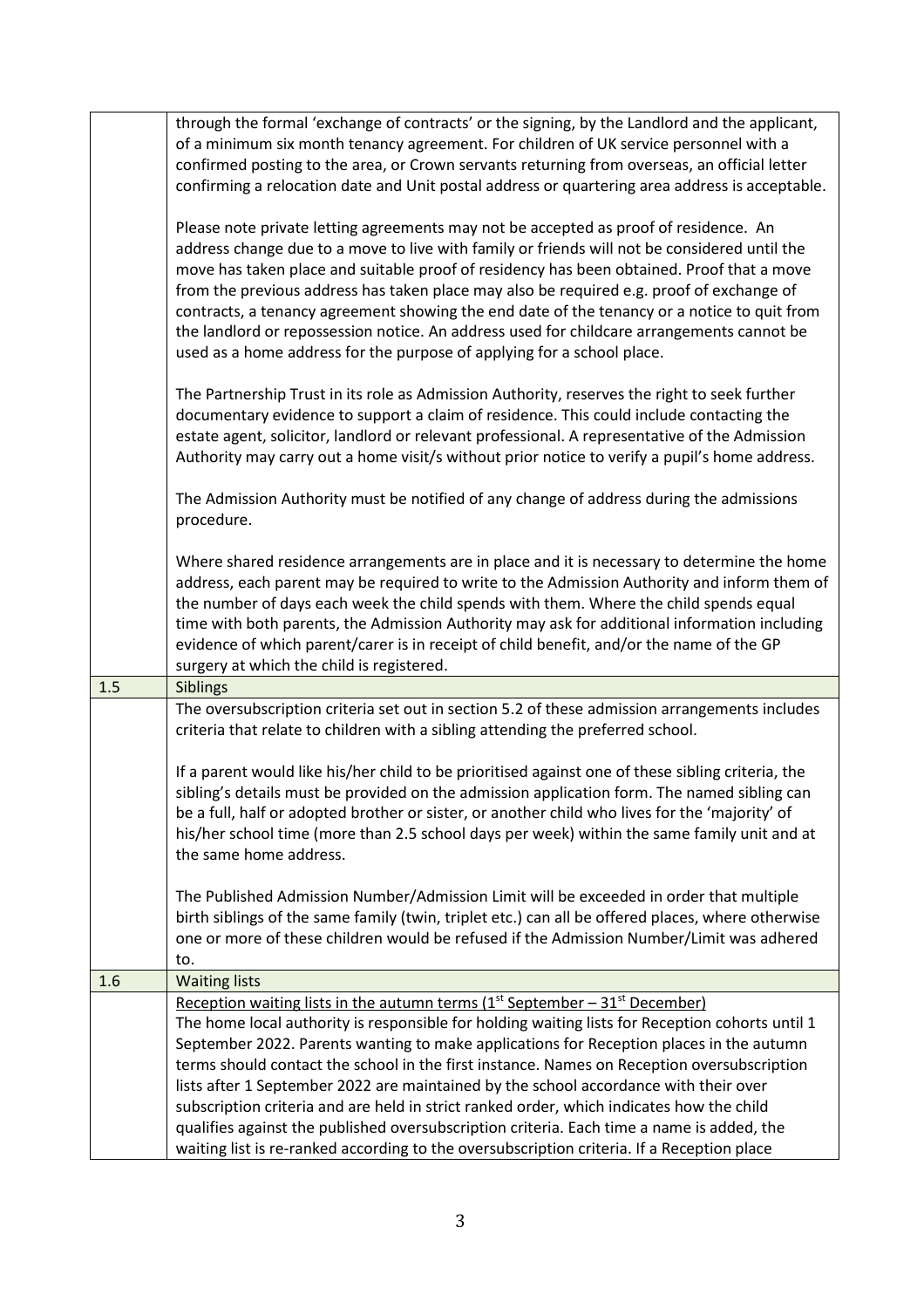| | |
|---|---|
| | through the formal 'exchange of contracts' or the signing, by the Landlord and the applicant, of a minimum six month tenancy agreement. For children of UK service personnel with a confirmed posting to the area, or Crown servants returning from overseas, an official letter confirming a relocation date and Unit postal address or quartering area address is acceptable.<br><br>Please note private letting agreements may not be accepted as proof of residence. An address change due to a move to live with family or friends will not be considered until the move has taken place and suitable proof of residency has been obtained. Proof that a move from the previous address has taken place may also be required e.g. proof of exchange of contracts, a tenancy agreement showing the end date of the tenancy or a notice to quit from the landlord or repossession notice. An address used for childcare arrangements cannot be used as a home address for the purpose of applying for a school place.<br><br>The Partnership Trust in its role as Admission Authority, reserves the right to seek further documentary evidence to support a claim of residence. This could include contacting the estate agent, solicitor, landlord or relevant professional. A representative of the Admission Authority may carry out a home visit/s without prior notice to verify a pupil's home address.<br><br>The Admission Authority must be notified of any change of address during the admissions procedure.<br><br>Where shared residence arrangements are in place and it is necessary to determine the home address, each parent may be required to write to the Admission Authority and inform them of the number of days each week the child spends with them. Where the child spends equal time with both parents, the Admission Authority may ask for additional information including evidence of which parent/carer is in receipt of child benefit, and/or the name of the GP surgery at which the child is registered. |
| 1.5 | Siblings |
| | The oversubscription criteria set out in section 5.2 of these admission arrangements includes criteria that relate to children with a sibling attending the preferred school.<br><br>If a parent would like his/her child to be prioritised against one of these sibling criteria, the sibling's details must be provided on the admission application form. The named sibling can be a full, half or adopted brother or sister, or another child who lives for the 'majority' of his/her school time (more than 2.5 school days per week) within the same family unit and at the same home address.<br><br>The Published Admission Number/Admission Limit will be exceeded in order that multiple birth siblings of the same family (twin, triplet etc.) can all be offered places, where otherwise one or more of these children would be refused if the Admission Number/Limit was adhered to. |
| 1.6 | Waiting lists |
| | <u>Reception waiting lists in the autumn terms (1st September – 31st December)</u><br>The home local authority is responsible for holding waiting lists for Reception cohorts until 1 September 2022. Parents wanting to make applications for Reception places in the autumn terms should contact the school in the first instance. Names on Reception oversubscription lists after 1 September 2022 are maintained by the school accordance with their over subscription criteria and are held in strict ranked order, which indicates how the child qualifies against the published oversubscription criteria. Each time a name is added, the waiting list is re-ranked according to the oversubscription criteria. If a Reception place |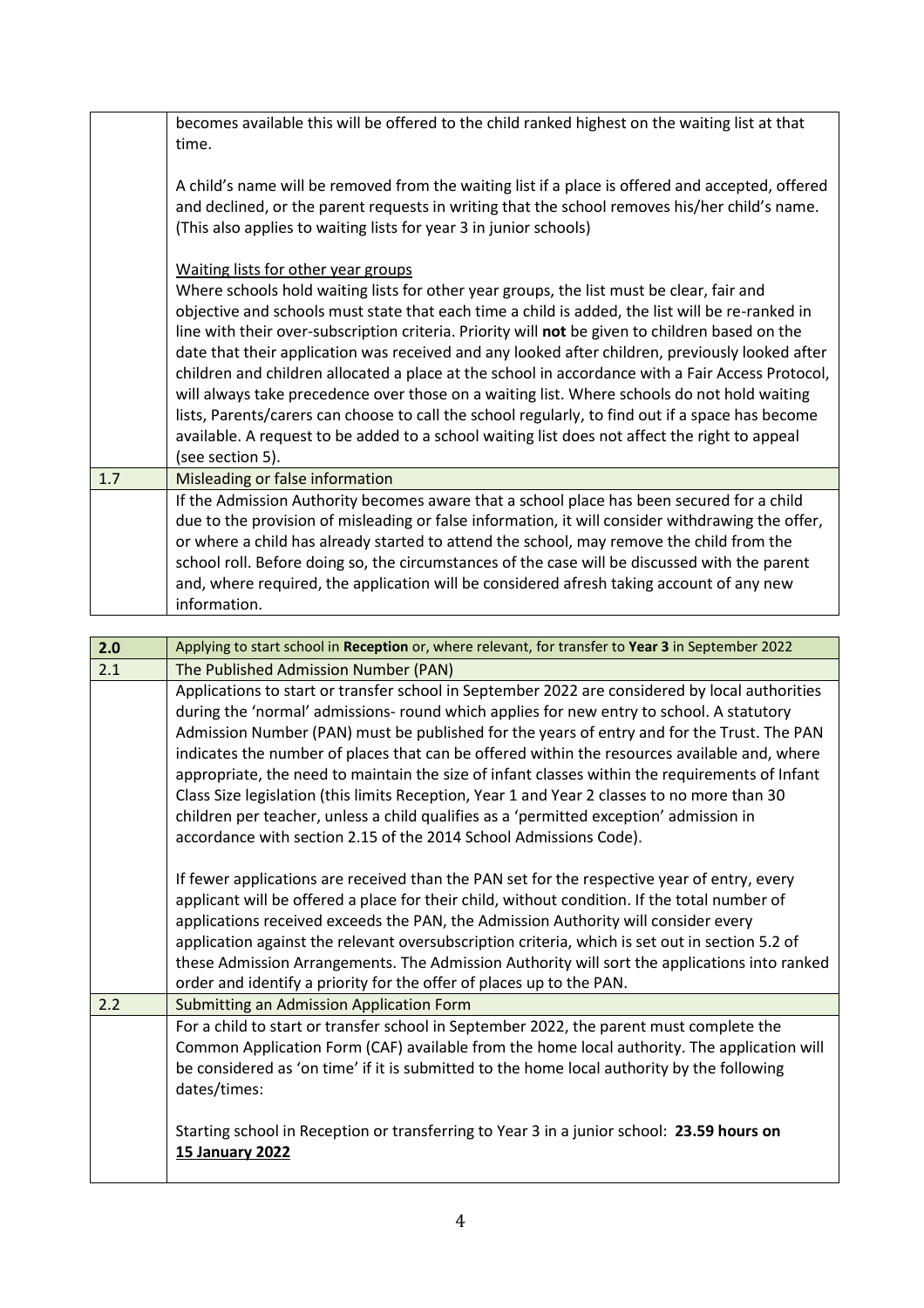| | |
|---|---|
| | becomes available this will be offered to the child ranked highest on the waiting list at that time.<br><br>A child's name will be removed from the waiting list if a place is offered and accepted, offered and declined, or the parent requests in writing that the school removes his/her child's name. (This also applies to waiting lists for year 3 in junior schools)<br><br>Waiting lists for other year groups<br>Where schools hold waiting lists for other year groups, the list must be clear, fair and objective and schools must state that each time a child is added, the list will be re-ranked in line with their over-subscription criteria. Priority will **not** be given to children based on the date that their application was received and any looked after children, previously looked after children and children allocated a place at the school in accordance with a Fair Access Protocol, will always take precedence over those on a waiting list. Where schools do not hold waiting lists, Parents/carers can choose to call the school regularly, to find out if a space has become available. A request to be added to a school waiting list does not affect the right to appeal (see section 5). |
| 1.7 | Misleading or false information |
| | If the Admission Authority becomes aware that a school place has been secured for a child due to the provision of misleading or false information, it will consider withdrawing the offer, or where a child has already started to attend the school, may remove the child from the school roll. Before doing so, the circumstances of the case will be discussed with the parent and, where required, the application will be considered afresh taking account of any new information. |

| | |
|---|---|
| **2.0** | Applying to start school in **Reception** or, where relevant, for transfer to **Year 3** in September 2022 |
| 2.1 | The Published Admission Number (PAN) |
| | Applications to start or transfer school in September 2022 are considered by local authorities during the 'normal' admissions- round which applies for new entry to school. A statutory Admission Number (PAN) must be published for the years of entry and for the Trust. The PAN indicates the number of places that can be offered within the resources available and, where appropriate, the need to maintain the size of infant classes within the requirements of Infant Class Size legislation (this limits Reception, Year 1 and Year 2 classes to no more than 30 children per teacher, unless a child qualifies as a 'permitted exception' admission in accordance with section 2.15 of the 2014 School Admissions Code).<br><br>If fewer applications are received than the PAN set for the respective year of entry, every applicant will be offered a place for their child, without condition. If the total number of applications received exceeds the PAN, the Admission Authority will consider every application against the relevant oversubscription criteria, which is set out in section 5.2 of these Admission Arrangements. The Admission Authority will sort the applications into ranked order and identify a priority for the offer of places up to the PAN. |
| 2.2 | Submitting an Admission Application Form |
| | For a child to start or transfer school in September 2022, the parent must complete the Common Application Form (CAF) available from the home local authority. The application will be considered as 'on time' if it is submitted to the home local authority by the following dates/times:<br><br>Starting school in Reception or transferring to Year 3 in a junior school: **23.59 hours on <u>15 January 2022</u>** |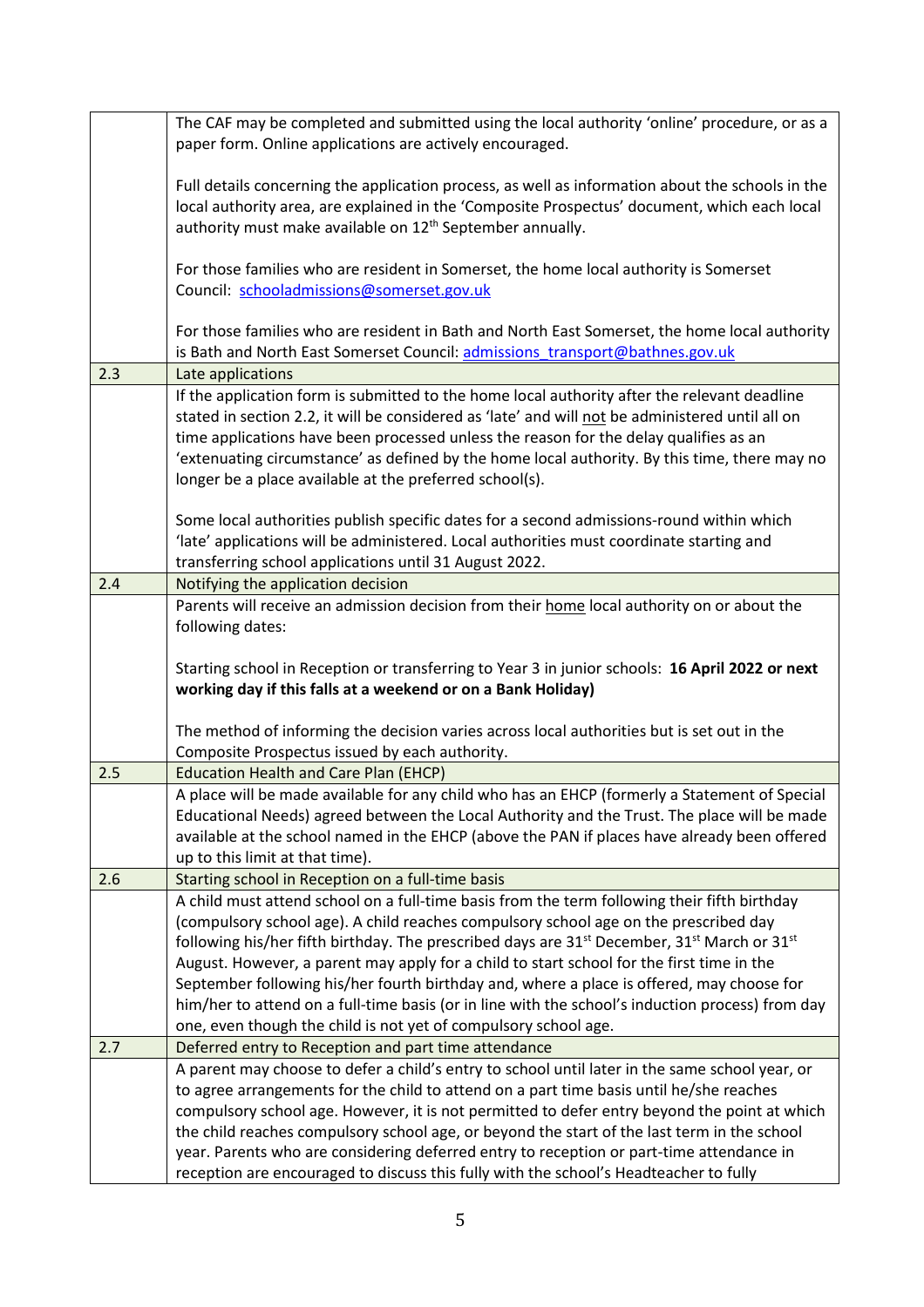| | |
|---|---|
| | The CAF may be completed and submitted using the local authority 'online' procedure, or as a paper form. Online applications are actively encouraged.<br><br>Full details concerning the application process, as well as information about the schools in the local authority area, are explained in the 'Composite Prospectus' document, which each local authority must make available on 12th September annually.<br><br>For those families who are resident in Somerset, the home local authority is Somerset Council: schooladmissions@somerset.gov.uk<br><br>For those families who are resident in Bath and North East Somerset, the home local authority is Bath and North East Somerset Council: admissions_transport@bathnes.gov.uk |
| 2.3 | Late applications |
| | If the application form is submitted to the home local authority after the relevant deadline stated in section 2.2, it will be considered as 'late' and will not be administered until all on time applications have been processed unless the reason for the delay qualifies as an 'extenuating circumstance' as defined by the home local authority. By this time, there may no longer be a place available at the preferred school(s).<br><br>Some local authorities publish specific dates for a second admissions-round within which 'late' applications will be administered. Local authorities must coordinate starting and transferring school applications until 31 August 2022. |
| 2.4 | Notifying the application decision |
| | Parents will receive an admission decision from their home local authority on or about the following dates:<br><br>Starting school in Reception or transferring to Year 3 in junior schools: **16 April 2022 or next working day if this falls at a weekend or on a Bank Holiday)**<br><br>The method of informing the decision varies across local authorities but is set out in the Composite Prospectus issued by each authority. |
| 2.5 | Education Health and Care Plan (EHCP) |
| | A place will be made available for any child who has an EHCP (formerly a Statement of Special Educational Needs) agreed between the Local Authority and the Trust. The place will be made available at the school named in the EHCP (above the PAN if places have already been offered up to this limit at that time). |
| 2.6 | Starting school in Reception on a full-time basis |
| | A child must attend school on a full-time basis from the term following their fifth birthday (compulsory school age). A child reaches compulsory school age on the prescribed day following his/her fifth birthday. The prescribed days are 31st December, 31st March or 31st August. However, a parent may apply for a child to start school for the first time in the September following his/her fourth birthday and, where a place is offered, may choose for him/her to attend on a full-time basis (or in line with the school's induction process) from day one, even though the child is not yet of compulsory school age. |
| 2.7 | Deferred entry to Reception and part time attendance |
| | A parent may choose to defer a child's entry to school until later in the same school year, or to agree arrangements for the child to attend on a part time basis until he/she reaches compulsory school age. However, it is not permitted to defer entry beyond the point at which the child reaches compulsory school age, or beyond the start of the last term in the school year. Parents who are considering deferred entry to reception or part-time attendance in reception are encouraged to discuss this fully with the school's Headteacher to fully |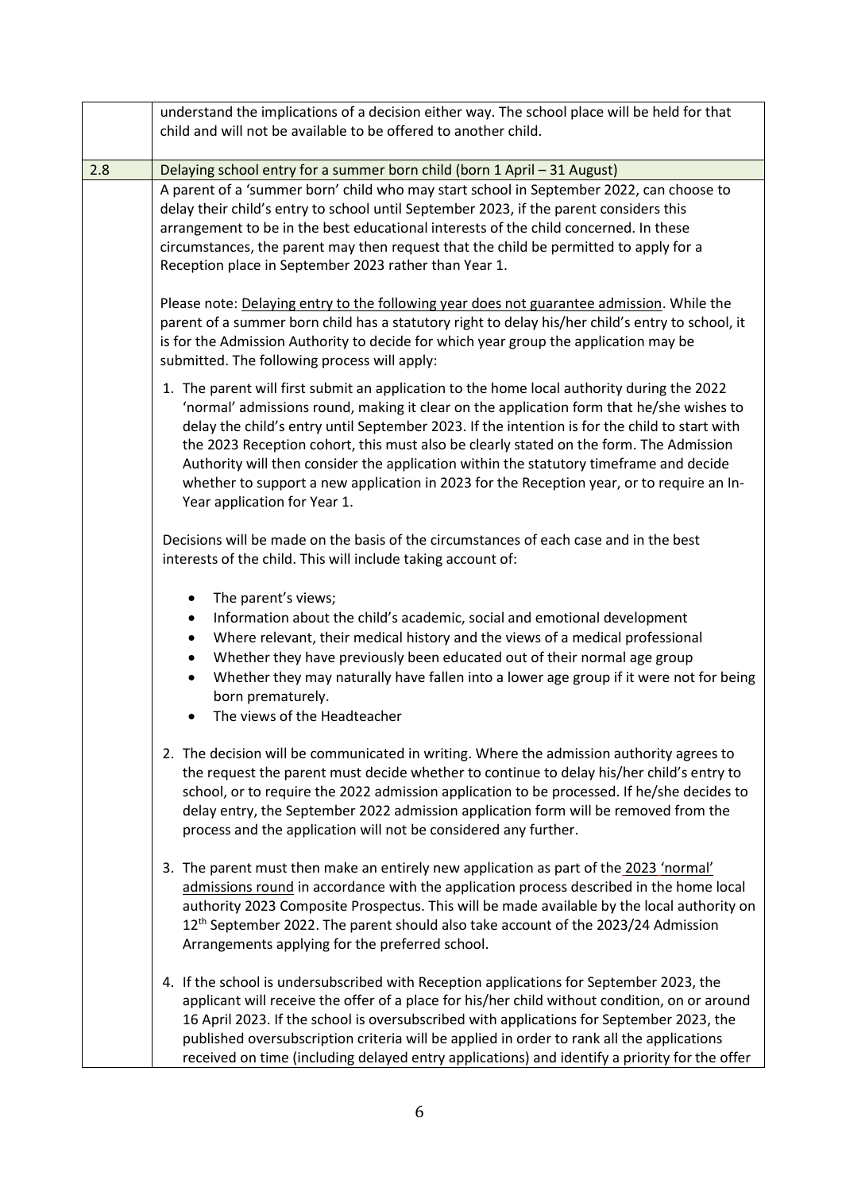understand the implications of a decision either way. The school place will be held for that child and will not be available to be offered to another child.

## 2.8 Delaying school entry for a summer born child (born 1 April – 31 August)

A parent of a 'summer born' child who may start school in September 2022, can choose to delay their child's entry to school until September 2023, if the parent considers this arrangement to be in the best educational interests of the child concerned. In these circumstances, the parent may then request that the child be permitted to apply for a Reception place in September 2023 rather than Year 1.

Please note: Delaying entry to the following year does not guarantee admission. While the parent of a summer born child has a statutory right to delay his/her child's entry to school, it is for the Admission Authority to decide for which year group the application may be submitted. The following process will apply:

1. The parent will first submit an application to the home local authority during the 2022 'normal' admissions round, making it clear on the application form that he/she wishes to delay the child's entry until September 2023. If the intention is for the child to start with the 2023 Reception cohort, this must also be clearly stated on the form. The Admission Authority will then consider the application within the statutory timeframe and decide whether to support a new application in 2023 for the Reception year, or to require an In-Year application for Year 1.

   Decisions will be made on the basis of the circumstances of each case and in the best interests of the child. This will include taking account of:

   - The parent's views;
   - Information about the child's academic, social and emotional development
   - Where relevant, their medical history and the views of a medical professional
   - Whether they have previously been educated out of their normal age group
   - Whether they may naturally have fallen into a lower age group if it were not for being born prematurely.
   - The views of the Headteacher

2. The decision will be communicated in writing. Where the admission authority agrees to the request the parent must decide whether to continue to delay his/her child's entry to school, or to require the 2022 admission application to be processed. If he/she decides to delay entry, the September 2022 admission application form will be removed from the process and the application will not be considered any further.

3. The parent must then make an entirely new application as part of the 2023 'normal' admissions round in accordance with the application process described in the home local authority 2023 Composite Prospectus. This will be made available by the local authority on 12th September 2022. The parent should also take account of the 2023/24 Admission Arrangements applying for the preferred school.

4. If the school is undersubscribed with Reception applications for September 2023, the applicant will receive the offer of a place for his/her child without condition, on or around 16 April 2023. If the school is oversubscribed with applications for September 2023, the published oversubscription criteria will be applied in order to rank all the applications received on time (including delayed entry applications) and identify a priority for the offer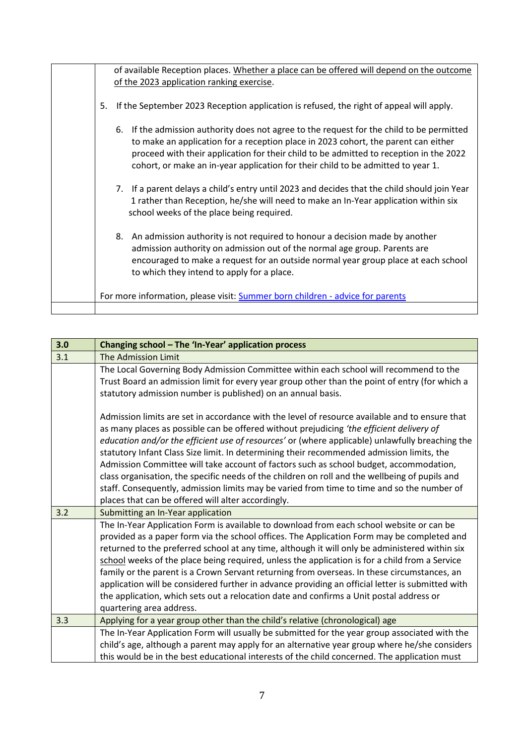of available Reception places. Whether a place can be offered will depend on the outcome of the 2023 application ranking exercise.

5. If the September 2023 Reception application is refused, the right of appeal will apply.

6. If the admission authority does not agree to the request for the child to be permitted to make an application for a reception place in 2023 cohort, the parent can either proceed with their application for their child to be admitted to reception in the 2022 cohort, or make an in-year application for their child to be admitted to year 1.

7. If a parent delays a child's entry until 2023 and decides that the child should join Year 1 rather than Reception, he/she will need to make an In-Year application within six school weeks of the place being required.

8. An admission authority is not required to honour a decision made by another admission authority on admission out of the normal age group. Parents are encouraged to make a request for an outside normal year group place at each school to which they intend to apply for a place.

For more information, please visit: [Summer born children - advice for parents]()

| 3.0 | **Changing school – The 'In-Year' application process** |
|---|---|
| 3.1 | The Admission Limit |
| | The Local Governing Body Admission Committee within each school will recommend to the Trust Board an admission limit for every year group other than the point of entry (for which a statutory admission number is published) on an annual basis.<br><br>Admission limits are set in accordance with the level of resource available and to ensure that as many places as possible can be offered without prejudicing *'the efficient delivery of education and/or the efficient use of resources'* or (where applicable) unlawfully breaching the statutory Infant Class Size limit. In determining their recommended admission limits, the Admission Committee will take account of factors such as school budget, accommodation, class organisation, the specific needs of the children on roll and the wellbeing of pupils and staff. Consequently, admission limits may be varied from time to time and so the number of places that can be offered will alter accordingly. |
| 3.2 | Submitting an In-Year application |
| | The In-Year Application Form is available to download from each school website or can be provided as a paper form via the school offices. The Application Form may be completed and returned to the preferred school at any time, although it will only be administered within six school weeks of the place being required, unless the application is for a child from a Service family or the parent is a Crown Servant returning from overseas. In these circumstances, an application will be considered further in advance providing an official letter is submitted with the application, which sets out a relocation date and confirms a Unit postal address or quartering area address. |
| 3.3 | Applying for a year group other than the child's relative (chronological) age |
| | The In-Year Application Form will usually be submitted for the year group associated with the child's age, although a parent may apply for an alternative year group where he/she considers this would be in the best educational interests of the child concerned. The application must |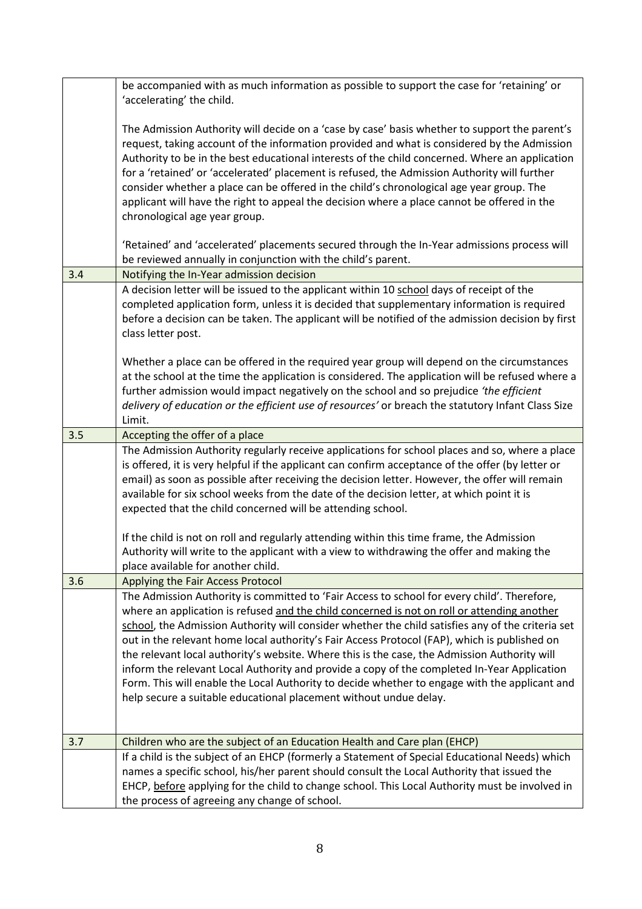| | |
|---|---|
| | be accompanied with as much information as possible to support the case for 'retaining' or 'accelerating' the child.<br><br>The Admission Authority will decide on a 'case by case' basis whether to support the parent's request, taking account of the information provided and what is considered by the Admission Authority to be in the best educational interests of the child concerned. Where an application for a 'retained' or 'accelerated' placement is refused, the Admission Authority will further consider whether a place can be offered in the child's chronological age year group. The applicant will have the right to appeal the decision where a place cannot be offered in the chronological age year group.<br><br>'Retained' and 'accelerated' placements secured through the In-Year admissions process will be reviewed annually in conjunction with the child's parent. |
| 3.4 | Notifying the In-Year admission decision |
| | A decision letter will be issued to the applicant within 10 <u>school</u> days of receipt of the completed application form, unless it is decided that supplementary information is required before a decision can be taken. The applicant will be notified of the admission decision by first class letter post.<br><br>Whether a place can be offered in the required year group will depend on the circumstances at the school at the time the application is considered. The application will be refused where a further admission would impact negatively on the school and so prejudice *'the efficient delivery of education or the efficient use of resources'* or breach the statutory Infant Class Size Limit. |
| 3.5 | Accepting the offer of a place |
| | The Admission Authority regularly receive applications for school places and so, where a place is offered, it is very helpful if the applicant can confirm acceptance of the offer (by letter or email) as soon as possible after receiving the decision letter. However, the offer will remain available for six school weeks from the date of the decision letter, at which point it is expected that the child concerned will be attending school.<br><br>If the child is not on roll and regularly attending within this time frame, the Admission Authority will write to the applicant with a view to withdrawing the offer and making the place available for another child. |
| 3.6 | Applying the Fair Access Protocol |
| | The Admission Authority is committed to 'Fair Access to school for every child'. Therefore, where an application is refused <u>and the child concerned is not on roll or attending another school</u>, the Admission Authority will consider whether the child satisfies any of the criteria set out in the relevant home local authority's Fair Access Protocol (FAP), which is published on the relevant local authority's website. Where this is the case, the Admission Authority will inform the relevant Local Authority and provide a copy of the completed In-Year Application Form. This will enable the Local Authority to decide whether to engage with the applicant and help secure a suitable educational placement without undue delay. |
| 3.7 | Children who are the subject of an Education Health and Care plan (EHCP) |
| | If a child is the subject of an EHCP (formerly a Statement of Special Educational Needs) which names a specific school, his/her parent should consult the Local Authority that issued the EHCP, <u>before</u> applying for the child to change school. This Local Authority must be involved in the process of agreeing any change of school. |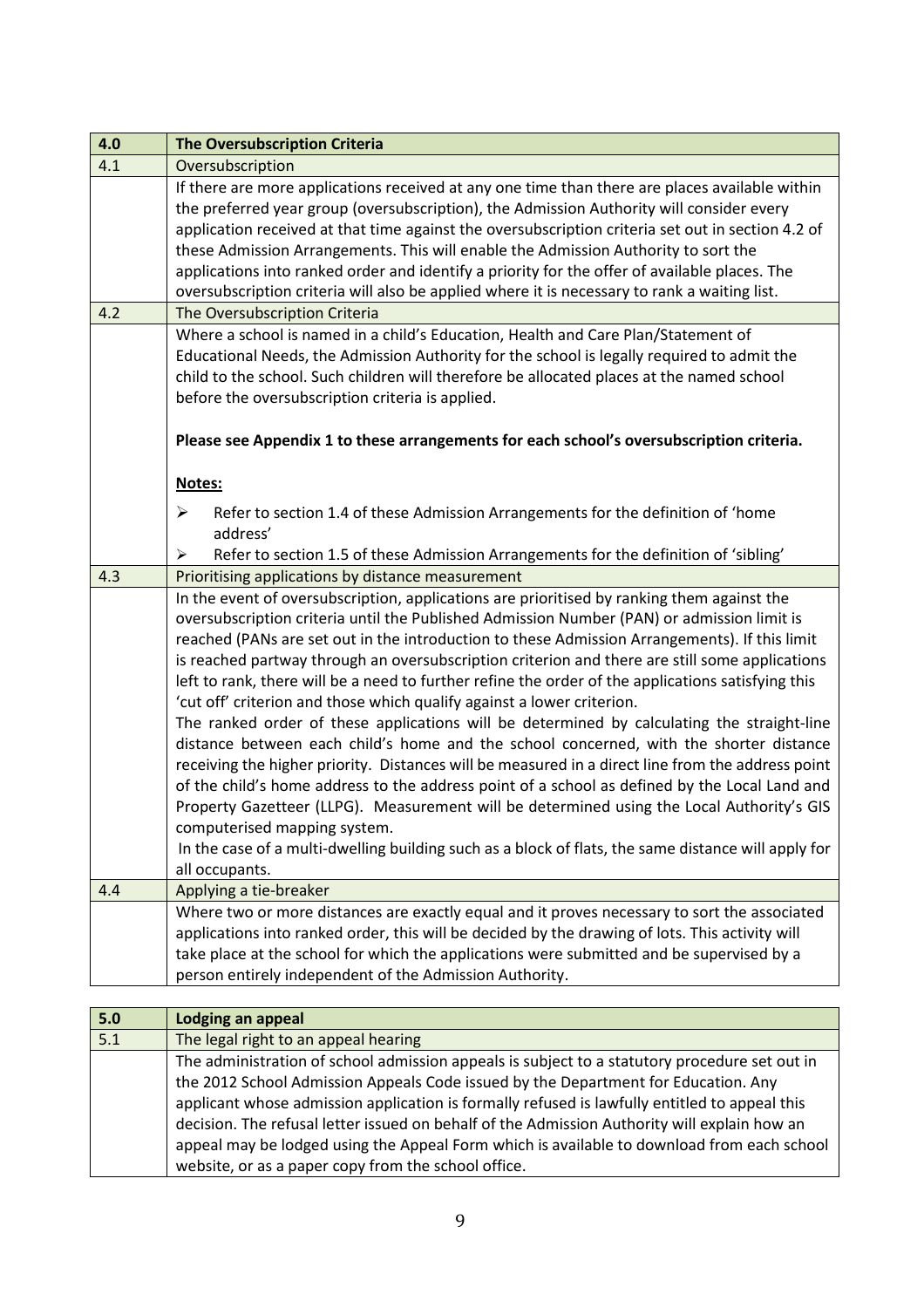## 4.0 The Oversubscription Criteria

### 4.1 Oversubscription

If there are more applications received at any one time than there are places available within the preferred year group (oversubscription), the Admission Authority will consider every application received at that time against the oversubscription criteria set out in section 4.2 of these Admission Arrangements. This will enable the Admission Authority to sort the applications into ranked order and identify a priority for the offer of available places. The oversubscription criteria will also be applied where it is necessary to rank a waiting list.

### 4.2 The Oversubscription Criteria

Where a school is named in a child's Education, Health and Care Plan/Statement of Educational Needs, the Admission Authority for the school is legally required to admit the child to the school. Such children will therefore be allocated places at the named school before the oversubscription criteria is applied.

**Please see Appendix 1 to these arrangements for each school's oversubscription criteria.**

**Notes:**

- Refer to section 1.4 of these Admission Arrangements for the definition of 'home address'
- Refer to section 1.5 of these Admission Arrangements for the definition of 'sibling'

### 4.3 Prioritising applications by distance measurement

In the event of oversubscription, applications are prioritised by ranking them against the oversubscription criteria until the Published Admission Number (PAN) or admission limit is reached (PANs are set out in the introduction to these Admission Arrangements). If this limit is reached partway through an oversubscription criterion and there are still some applications left to rank, there will be a need to further refine the order of the applications satisfying this 'cut off' criterion and those which qualify against a lower criterion.

The ranked order of these applications will be determined by calculating the straight-line distance between each child's home and the school concerned, with the shorter distance receiving the higher priority. Distances will be measured in a direct line from the address point of the child's home address to the address point of a school as defined by the Local Land and Property Gazetteer (LLPG). Measurement will be determined using the Local Authority's GIS computerised mapping system.

In the case of a multi-dwelling building such as a block of flats, the same distance will apply for all occupants.

### 4.4 Applying a tie-breaker

Where two or more distances are exactly equal and it proves necessary to sort the associated applications into ranked order, this will be decided by the drawing of lots. This activity will take place at the school for which the applications were submitted and be supervised by a person entirely independent of the Admission Authority.

## 5.0 Lodging an appeal

### 5.1 The legal right to an appeal hearing

The administration of school admission appeals is subject to a statutory procedure set out in the 2012 School Admission Appeals Code issued by the Department for Education. Any applicant whose admission application is formally refused is lawfully entitled to appeal this decision. The refusal letter issued on behalf of the Admission Authority will explain how an appeal may be lodged using the Appeal Form which is available to download from each school website, or as a paper copy from the school office.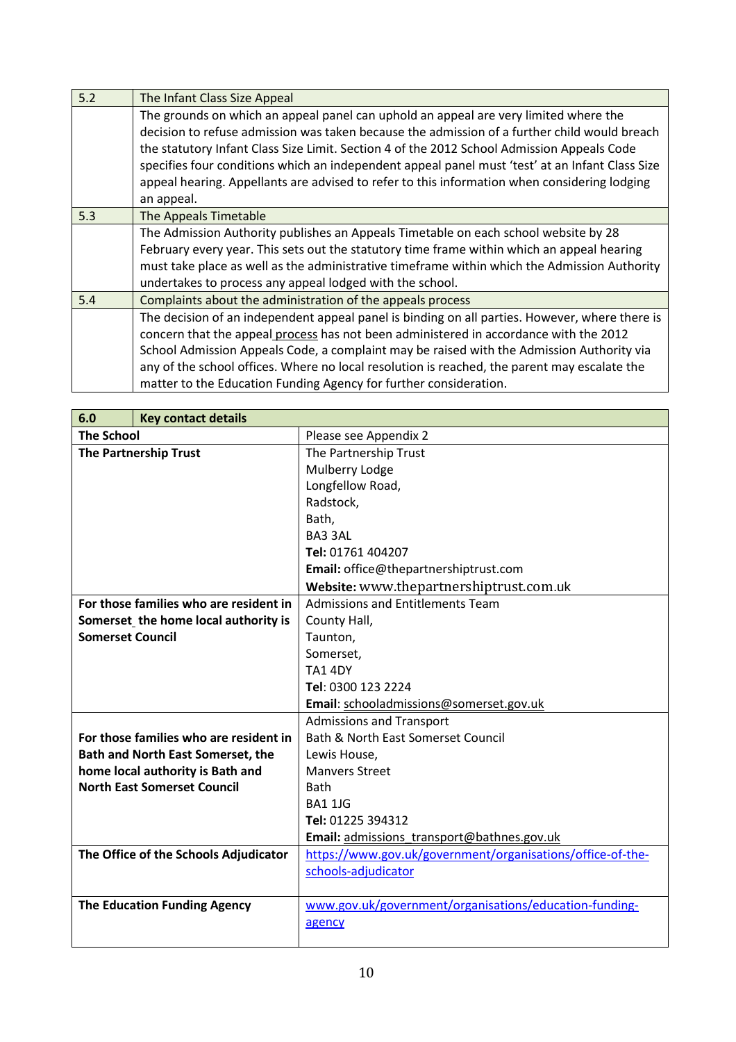| 5.2 | The Infant Class Size Appeal |
|---|---|
| | The grounds on which an appeal panel can uphold an appeal are very limited where the decision to refuse admission was taken because the admission of a further child would breach the statutory Infant Class Size Limit. Section 4 of the 2012 School Admission Appeals Code specifies four conditions which an independent appeal panel must 'test' at an Infant Class Size appeal hearing. Appellants are advised to refer to this information when considering lodging an appeal. |
| 5.3 | The Appeals Timetable |
| | The Admission Authority publishes an Appeals Timetable on each school website by 28 February every year. This sets out the statutory time frame within which an appeal hearing must take place as well as the administrative timeframe within which the Admission Authority undertakes to process any appeal lodged with the school. |
| 5.4 | Complaints about the administration of the appeals process |
| | The decision of an independent appeal panel is binding on all parties. However, where there is concern that the appeal process has not been administered in accordance with the 2012 School Admission Appeals Code, a complaint may be raised with the Admission Authority via any of the school offices. Where no local resolution is reached, the parent may escalate the matter to the Education Funding Agency for further consideration. |

| **6.0 Key contact details** | |
|---|---|
| **The School** | Please see Appendix 2 |
| **The Partnership Trust** | The Partnership Trust<br>Mulberry Lodge<br>Longfellow Road,<br>Radstock,<br>Bath,<br>BA3 3AL<br>**Tel:** 01761 404207<br>**Email:** office@thepartnershiptrust.com<br>**Website:** www.thepartnershiptrust.com.uk |
| **For those families who are resident in Somerset the home local authority is Somerset Council** | Admissions and Entitlements Team<br>County Hall,<br>Taunton,<br>Somerset,<br>TA1 4DY<br>**Tel**: 0300 123 2224<br>**Email**: schooladmissions@somerset.gov.uk |
| **For those families who are resident in Bath and North East Somerset, the home local authority is Bath and North East Somerset Council** | Admissions and Transport<br>Bath & North East Somerset Council<br>Lewis House,<br>Manvers Street<br>Bath<br>BA1 1JG<br>**Tel:** 01225 394312<br>**Email:** admissions_transport@bathnes.gov.uk |
| **The Office of the Schools Adjudicator** | https://www.gov.uk/government/organisations/office-of-the-schools-adjudicator |
| **The Education Funding Agency** | www.gov.uk/government/organisations/education-funding-agency |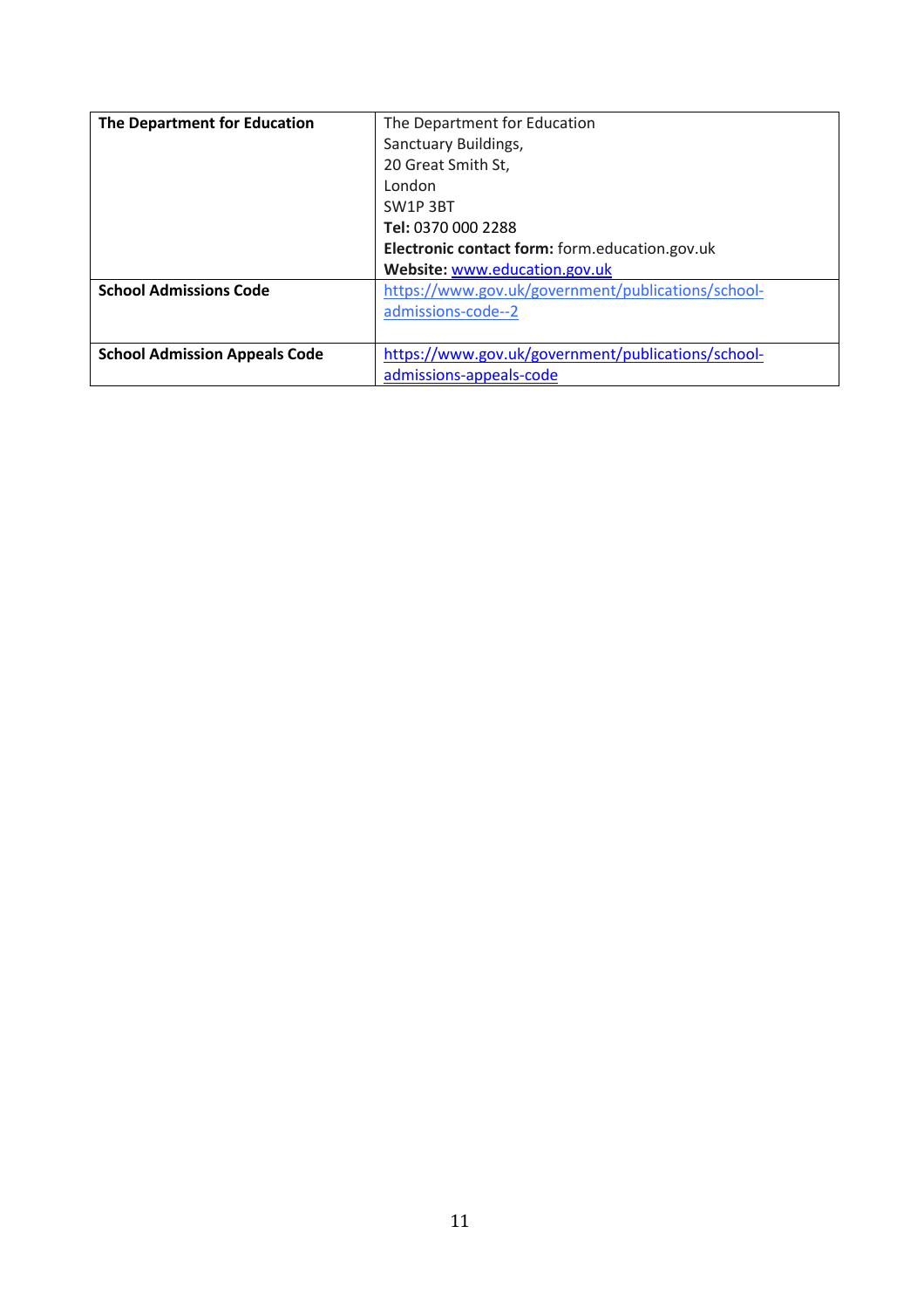| | |
|---|---|
| **The Department for Education** | The Department for Education<br>Sanctuary Buildings,<br>20 Great Smith St,<br>London<br>SW1P 3BT<br>**Tel:** 0370 000 2288<br>**Electronic contact form:** form.education.gov.uk<br>**Website:** www.education.gov.uk |
| **School Admissions Code** | https://www.gov.uk/government/publications/school-admissions-code--2 |
| **School Admission Appeals Code** | https://www.gov.uk/government/publications/school-admissions-appeals-code |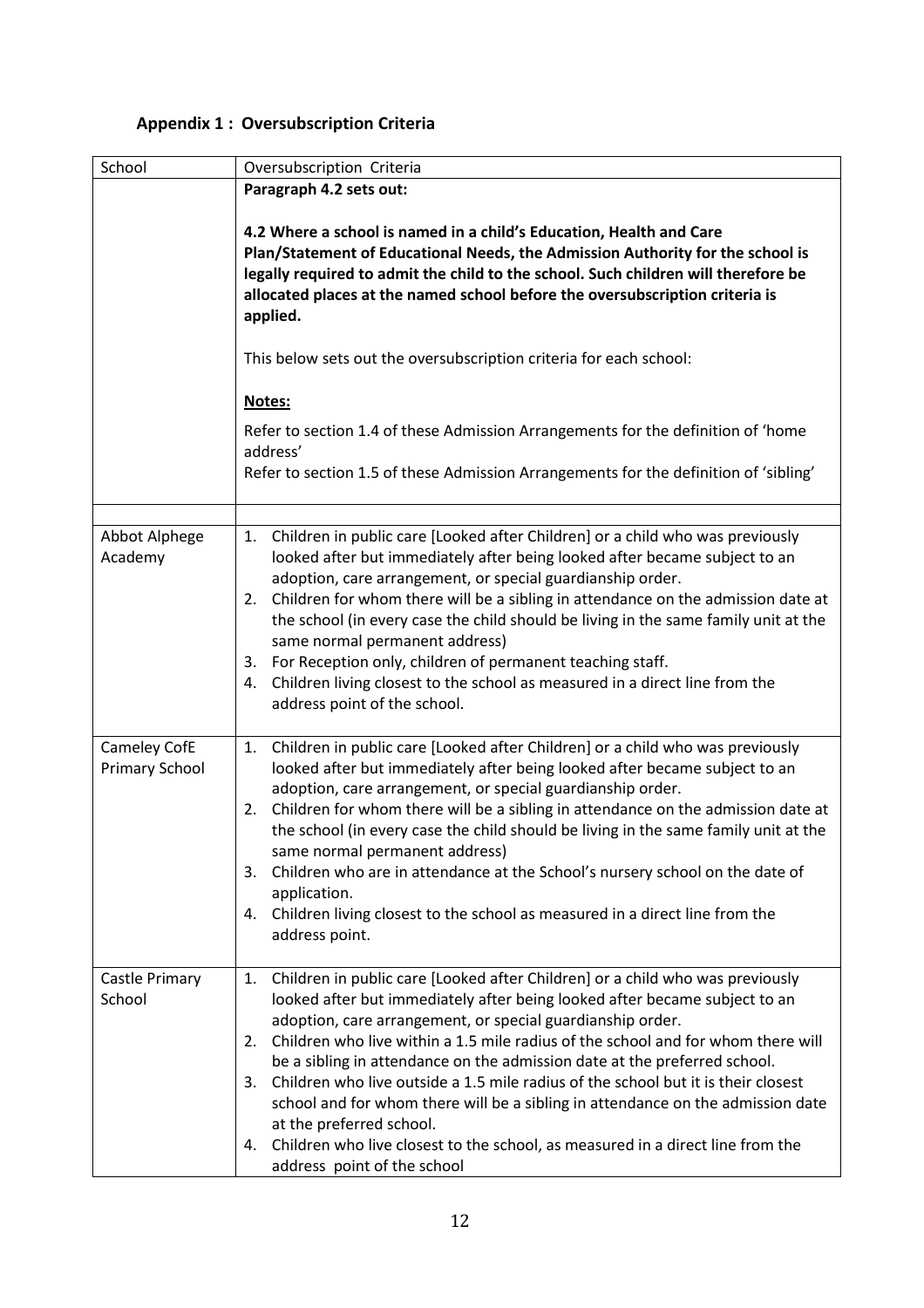### Appendix 1 : Oversubscription Criteria

| School | Oversubscription Criteria |
| --- | --- |
| | **Paragraph 4.2 sets out:**<br><br>**4.2 Where a school is named in a child's Education, Health and Care Plan/Statement of Educational Needs, the Admission Authority for the school is legally required to admit the child to the school. Such children will therefore be allocated places at the named school before the oversubscription criteria is applied.**<br><br>This below sets out the oversubscription criteria for each school:<br><br>**Notes:**<br><br>Refer to section 1.4 of these Admission Arrangements for the definition of 'home address'<br>Refer to section 1.5 of these Admission Arrangements for the definition of 'sibling' |
| | |
| Abbot Alphege Academy | 1. Children in public care [Looked after Children] or a child who was previously looked after but immediately after being looked after became subject to an adoption, care arrangement, or special guardianship order.<br>2. Children for whom there will be a sibling in attendance on the admission date at the school (in every case the child should be living in the same family unit at the same normal permanent address)<br>3. For Reception only, children of permanent teaching staff.<br>4. Children living closest to the school as measured in a direct line from the address point of the school. |
| Cameley CofE Primary School | 1. Children in public care [Looked after Children] or a child who was previously looked after but immediately after being looked after became subject to an adoption, care arrangement, or special guardianship order.<br>2. Children for whom there will be a sibling in attendance on the admission date at the school (in every case the child should be living in the same family unit at the same normal permanent address)<br>3. Children who are in attendance at the School's nursery school on the date of application.<br>4. Children living closest to the school as measured in a direct line from the address point. |
| Castle Primary School | 1. Children in public care [Looked after Children] or a child who was previously looked after but immediately after being looked after became subject to an adoption, care arrangement, or special guardianship order.<br>2. Children who live within a 1.5 mile radius of the school and for whom there will be a sibling in attendance on the admission date at the preferred school.<br>3. Children who live outside a 1.5 mile radius of the school but it is their closest school and for whom there will be a sibling in attendance on the admission date at the preferred school.<br>4. Children who live closest to the school, as measured in a direct line from the address point of the school |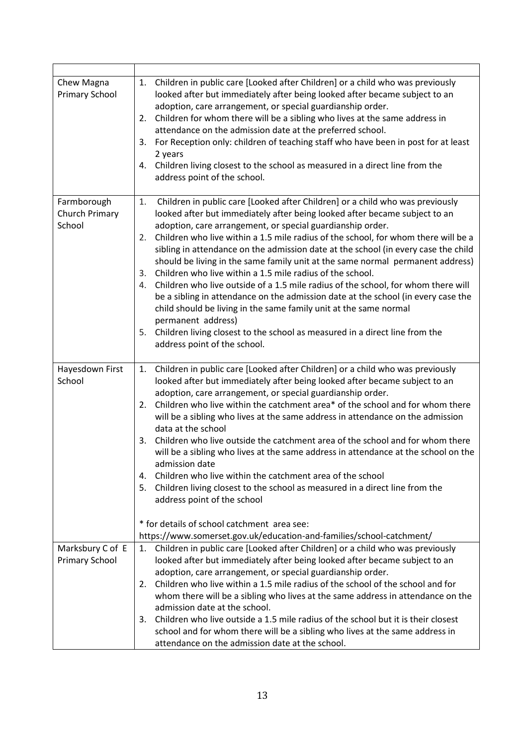| | |
|---|---|
| Chew Magna Primary School | 1. Children in public care [Looked after Children] or a child who was previously looked after but immediately after being looked after became subject to an adoption, care arrangement, or special guardianship order.<br>2. Children for whom there will be a sibling who lives at the same address in attendance on the admission date at the preferred school.<br>3. For Reception only: children of teaching staff who have been in post for at least 2 years<br>4. Children living closest to the school as measured in a direct line from the address point of the school. |
| Farmborough Church Primary School | 1. Children in public care [Looked after Children] or a child who was previously looked after but immediately after being looked after became subject to an adoption, care arrangement, or special guardianship order.<br>2. Children who live within a 1.5 mile radius of the school, for whom there will be a sibling in attendance on the admission date at the school (in every case the child should be living in the same family unit at the same normal permanent address)<br>3. Children who live within a 1.5 mile radius of the school.<br>4. Children who live outside of a 1.5 mile radius of the school, for whom there will be a sibling in attendance on the admission date at the school (in every case the child should be living in the same family unit at the same normal permanent address)<br>5. Children living closest to the school as measured in a direct line from the address point of the school. |
| Hayesdown First School | 1. Children in public care [Looked after Children] or a child who was previously looked after but immediately after being looked after became subject to an adoption, care arrangement, or special guardianship order.<br>2. Children who live within the catchment area* of the school and for whom there will be a sibling who lives at the same address in attendance on the admission data at the school<br>3. Children who live outside the catchment area of the school and for whom there will be a sibling who lives at the same address in attendance at the school on the admission date<br>4. Children who live within the catchment area of the school<br>5. Children living closest to the school as measured in a direct line from the address point of the school<br><br>* for details of school catchment area see: https://www.somerset.gov.uk/education-and-families/school-catchment/ |
| Marksbury C of E Primary School | 1. Children in public care [Looked after Children] or a child who was previously looked after but immediately after being looked after became subject to an adoption, care arrangement, or special guardianship order.<br>2. Children who live within a 1.5 mile radius of the school of the school and for whom there will be a sibling who lives at the same address in attendance on the admission date at the school.<br>3. Children who live outside a 1.5 mile radius of the school but it is their closest school and for whom there will be a sibling who lives at the same address in attendance on the admission date at the school. |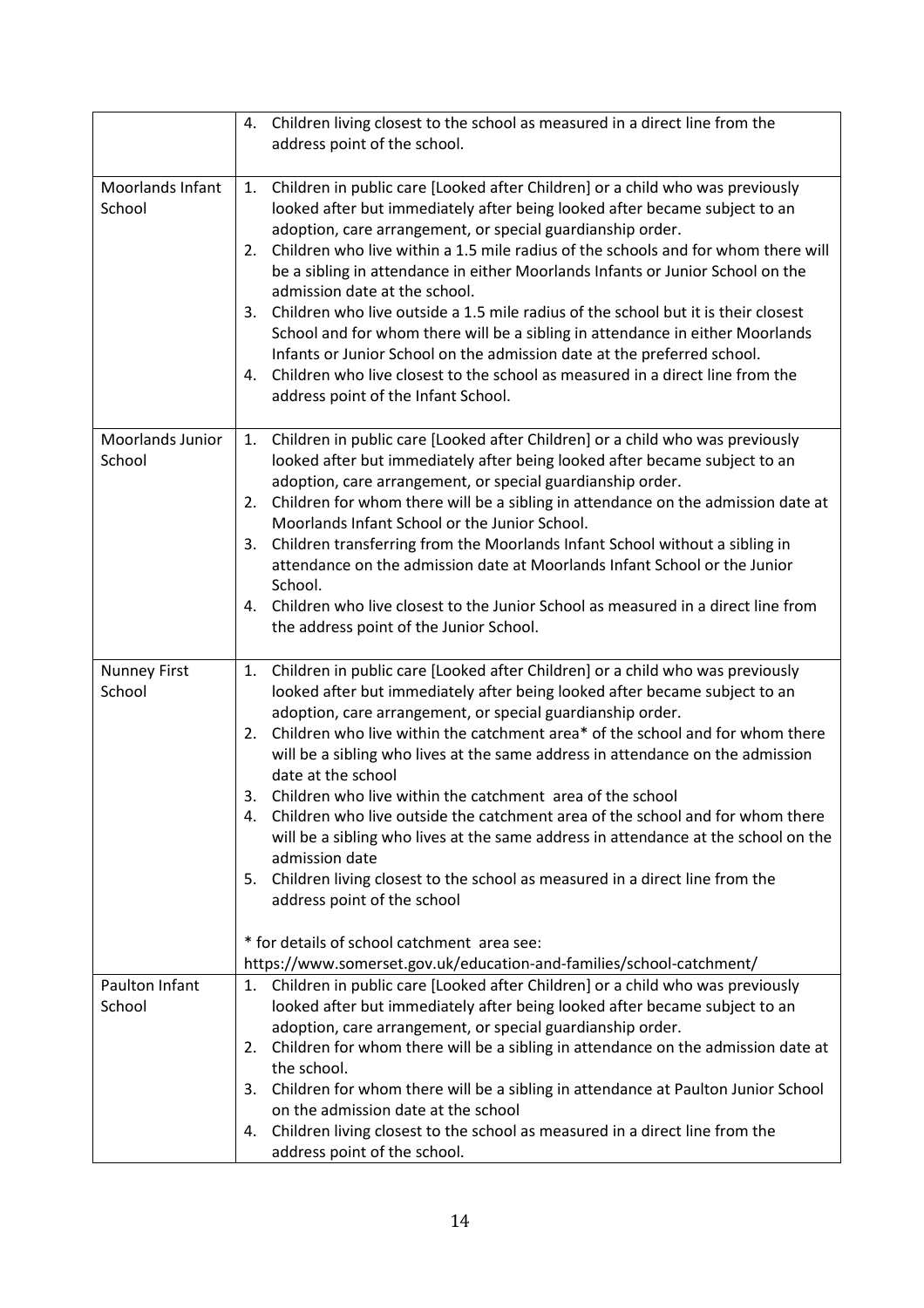| | |
|---|---|
| | 4. Children living closest to the school as measured in a direct line from the address point of the school. |
| Moorlands Infant School | 1. Children in public care [Looked after Children] or a child who was previously looked after but immediately after being looked after became subject to an adoption, care arrangement, or special guardianship order.<br>2. Children who live within a 1.5 mile radius of the schools and for whom there will be a sibling in attendance in either Moorlands Infants or Junior School on the admission date at the school.<br>3. Children who live outside a 1.5 mile radius of the school but it is their closest School and for whom there will be a sibling in attendance in either Moorlands Infants or Junior School on the admission date at the preferred school.<br>4. Children who live closest to the school as measured in a direct line from the address point of the Infant School. |
| Moorlands Junior School | 1. Children in public care [Looked after Children] or a child who was previously looked after but immediately after being looked after became subject to an adoption, care arrangement, or special guardianship order.<br>2. Children for whom there will be a sibling in attendance on the admission date at Moorlands Infant School or the Junior School.<br>3. Children transferring from the Moorlands Infant School without a sibling in attendance on the admission date at Moorlands Infant School or the Junior School.<br>4. Children who live closest to the Junior School as measured in a direct line from the address point of the Junior School. |
| Nunney First School | 1. Children in public care [Looked after Children] or a child who was previously looked after but immediately after being looked after became subject to an adoption, care arrangement, or special guardianship order.<br>2. Children who live within the catchment area* of the school and for whom there will be a sibling who lives at the same address in attendance on the admission date at the school<br>3. Children who live within the catchment area of the school<br>4. Children who live outside the catchment area of the school and for whom there will be a sibling who lives at the same address in attendance at the school on the admission date<br>5. Children living closest to the school as measured in a direct line from the address point of the school<br><br>* for details of school catchment area see:<br>https://www.somerset.gov.uk/education-and-families/school-catchment/ |
| Paulton Infant School | 1. Children in public care [Looked after Children] or a child who was previously looked after but immediately after being looked after became subject to an adoption, care arrangement, or special guardianship order.<br>2. Children for whom there will be a sibling in attendance on the admission date at the school.<br>3. Children for whom there will be a sibling in attendance at Paulton Junior School on the admission date at the school<br>4. Children living closest to the school as measured in a direct line from the address point of the school. |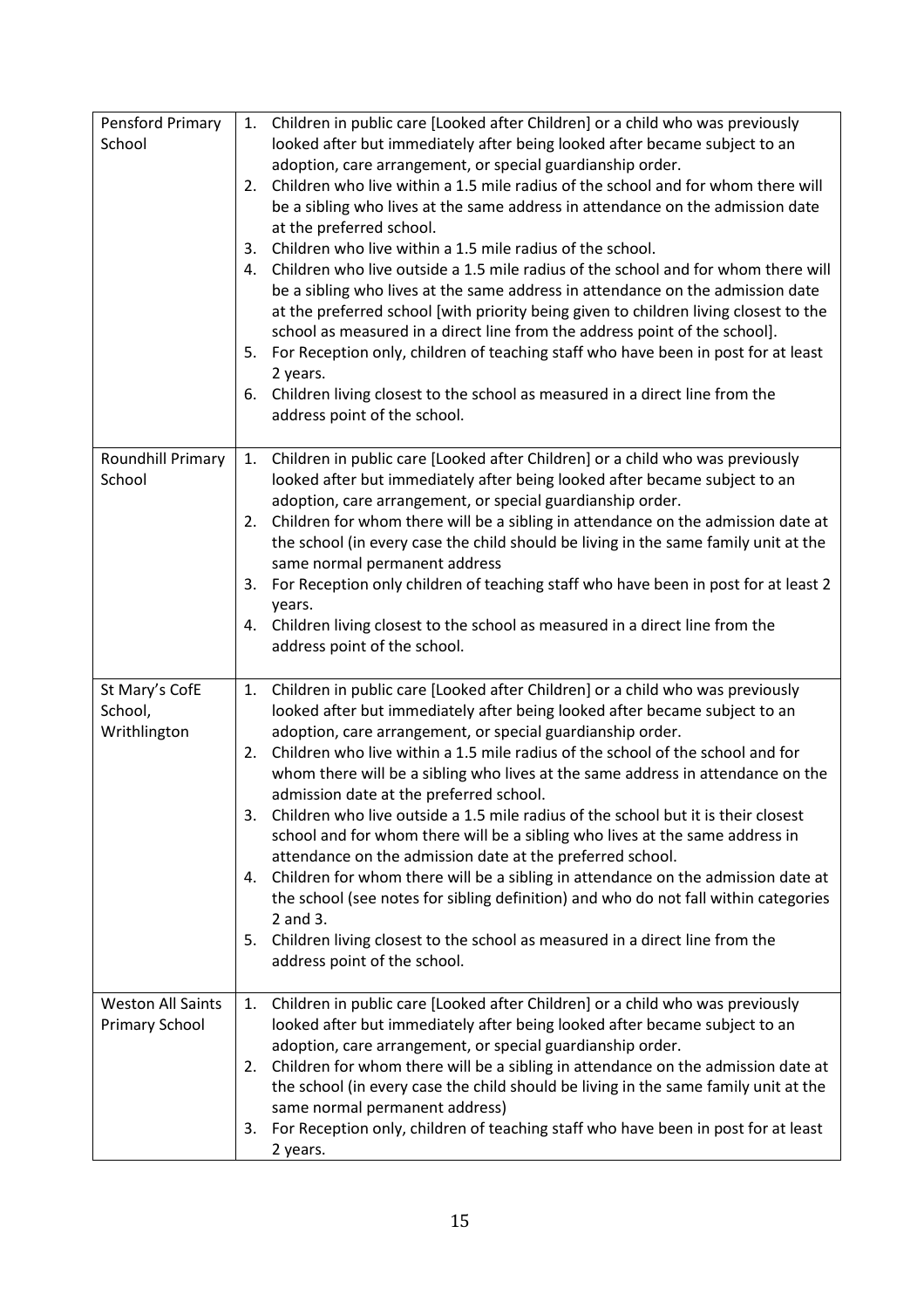| | |
|---|---|
| Pensford Primary School | 1. Children in public care [Looked after Children] or a child who was previously looked after but immediately after being looked after became subject to an adoption, care arrangement, or special guardianship order.<br>2. Children who live within a 1.5 mile radius of the school and for whom there will be a sibling who lives at the same address in attendance on the admission date at the preferred school.<br>3. Children who live within a 1.5 mile radius of the school.<br>4. Children who live outside a 1.5 mile radius of the school and for whom there will be a sibling who lives at the same address in attendance on the admission date at the preferred school [with priority being given to children living closest to the school as measured in a direct line from the address point of the school].<br>5. For Reception only, children of teaching staff who have been in post for at least 2 years.<br>6. Children living closest to the school as measured in a direct line from the address point of the school. |
| Roundhill Primary School | 1. Children in public care [Looked after Children] or a child who was previously looked after but immediately after being looked after became subject to an adoption, care arrangement, or special guardianship order.<br>2. Children for whom there will be a sibling in attendance on the admission date at the school (in every case the child should be living in the same family unit at the same normal permanent address<br>3. For Reception only children of teaching staff who have been in post for at least 2 years.<br>4. Children living closest to the school as measured in a direct line from the address point of the school. |
| St Mary's CofE School, Writhlington | 1. Children in public care [Looked after Children] or a child who was previously looked after but immediately after being looked after became subject to an adoption, care arrangement, or special guardianship order.<br>2. Children who live within a 1.5 mile radius of the school of the school and for whom there will be a sibling who lives at the same address in attendance on the admission date at the preferred school.<br>3. Children who live outside a 1.5 mile radius of the school but it is their closest school and for whom there will be a sibling who lives at the same address in attendance on the admission date at the preferred school.<br>4. Children for whom there will be a sibling in attendance on the admission date at the school (see notes for sibling definition) and who do not fall within categories 2 and 3.<br>5. Children living closest to the school as measured in a direct line from the address point of the school. |
| Weston All Saints Primary School | 1. Children in public care [Looked after Children] or a child who was previously looked after but immediately after being looked after became subject to an adoption, care arrangement, or special guardianship order.<br>2. Children for whom there will be a sibling in attendance on the admission date at the school (in every case the child should be living in the same family unit at the same normal permanent address)<br>3. For Reception only, children of teaching staff who have been in post for at least 2 years. |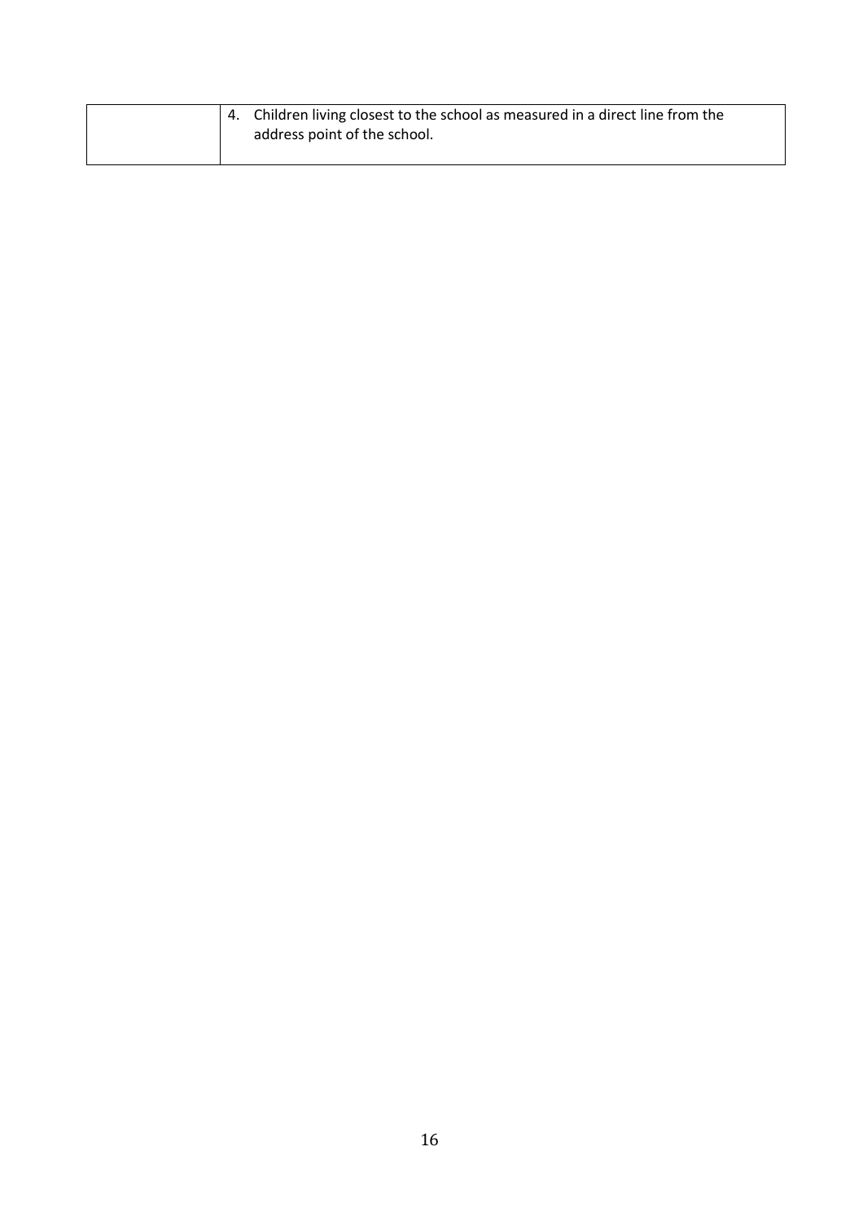| | |
|---|---|
| | 4. Children living closest to the school as measured in a direct line from the address point of the school. |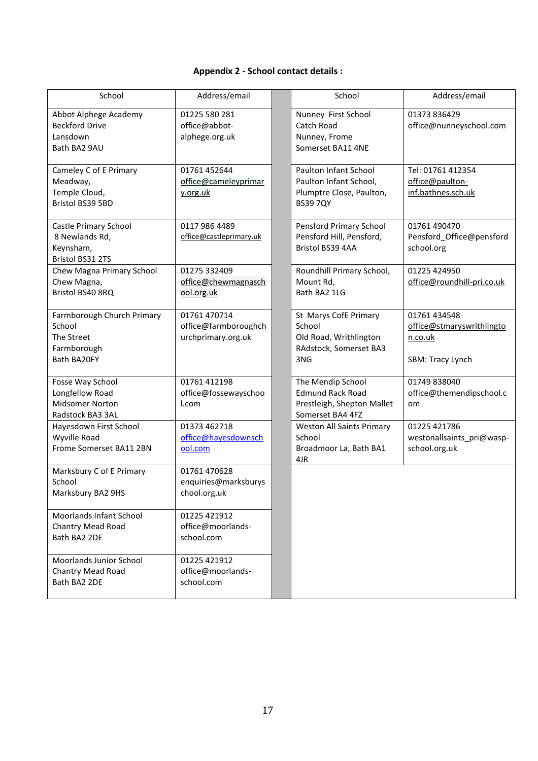**Appendix 2 - School contact details :**

| School | Address/email | | School | Address/email |
|---|---|---|---|---|
| Abbot Alphege Academy Beckford Drive Lansdown Bath BA2 9AU | 01225 580 281 office@abbot-alphege.org.uk | | Nunney First School Catch Road Nunney, Frome Somerset BA11 4NE | 01373 836429 office@nunneyschool.com |
| Cameley C of E Primary Meadway, Temple Cloud, Bristol BS39 5BD | 01761 452644 office@cameleyprimary.org.uk | | Paulton Infant School Paulton Infant School, Plumptre Close, Paulton, BS39 7QY | Tel: 01761 412354 office@paulton-inf.bathnes.sch.uk |
| Castle Primary School 8 Newlands Rd, Keynsham, Bristol BS31 2TS | 0117 986 4489 office@castleprimary.uk | | Pensford Primary School Pensford Hill, Pensford, Bristol BS39 4AA | 01761 490470 Pensford_Office@pensfordschool.org |
| Chew Magna Primary School Chew Magna, Bristol BS40 8RQ | 01275 332409 office@chewmagnaschool.org.uk | | Roundhill Primary School, Mount Rd, Bath BA2 1LG | 01225 424950 office@roundhill-pri.co.uk |
| Farmborough Church Primary School The Street Farmborough Bath BA20FY | 01761 470714 office@farmboroughchurchprimary.org.uk | | St Marys CofE Primary School Old Road, Writhlington RAdstock, Somerset BA3 3NG | 01761 434548 office@stmaryswrithlington.co.uk SBM: Tracy Lynch |
| Fosse Way School Longfellow Road Midsomer Norton Radstock BA3 3AL | 01761 412198 office@fossewayschool.com | | The Mendip School Edmund Rack Road Prestleigh, Shepton Mallet Somerset BA4 4FZ | 01749 838040 office@themendipschool.com |
| Hayesdown First School Wyville Road Frome Somerset BA11 2BN | 01373 462718 office@hayesdownschool.com | | Weston All Saints Primary School Broadmoor La, Bath BA1 4JR | 01225 421786 westonallsaints_pri@wasp-school.org.uk |
| Marksbury C of E Primary School Marksbury BA2 9HS | 01761 470628 enquiries@marksburyschool.org.uk | | | |
| Moorlands Infant School Chantry Mead Road Bath BA2 2DE | 01225 421912 office@moorlands-school.com | | | |
| Moorlands Junior School Chantry Mead Road Bath BA2 2DE | 01225 421912 office@moorlands-school.com | | | |